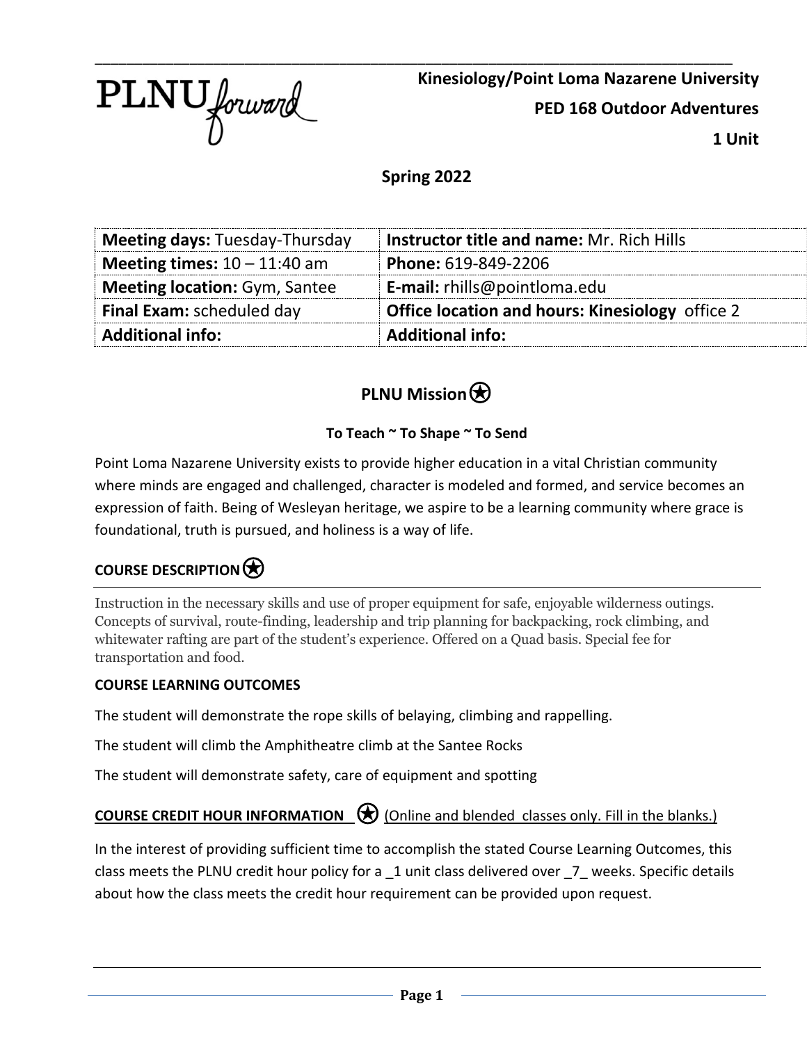PLNU forward

**Kinesiology/Point Loma Nazarene University**

**PED 168 Outdoor Adventures**

**1 Unit**

**Spring 2022**

| **Meeting days:** Tuesday-Thursday | **Instructor title and name:** Mr. Rich Hills |
|---|---|
| **Meeting times:** 10 – 11:40 am | **Phone:** 619-849-2206 |
| **Meeting location:** Gym, Santee | **E-mail:** rhills@pointloma.edu |
| **Final Exam:** scheduled day | **Office location and hours: Kinesiology** office 2 |
| **Additional info:** | **Additional info:** |

## PLNU Mission

**To Teach ~ To Shape ~ To Send**

Point Loma Nazarene University exists to provide higher education in a vital Christian community where minds are engaged and challenged, character is modeled and formed, and service becomes an expression of faith. Being of Wesleyan heritage, we aspire to be a learning community where grace is foundational, truth is pursued, and holiness is a way of life.

## COURSE DESCRIPTION

Instruction in the necessary skills and use of proper equipment for safe, enjoyable wilderness outings. Concepts of survival, route-finding, leadership and trip planning for backpacking, rock climbing, and whitewater rafting are part of the student's experience. Offered on a Quad basis. Special fee for transportation and food.

### COURSE LEARNING OUTCOMES

The student will demonstrate the rope skills of belaying, climbing and rappelling.

The student will climb the Amphitheatre climb at the Santee Rocks

The student will demonstrate safety, care of equipment and spotting

## COURSE CREDIT HOUR INFORMATION (Online and blended classes only. Fill in the blanks.)

In the interest of providing sufficient time to accomplish the stated Course Learning Outcomes, this class meets the PLNU credit hour policy for a _1 unit class delivered over _7_ weeks. Specific details about how the class meets the credit hour requirement can be provided upon request.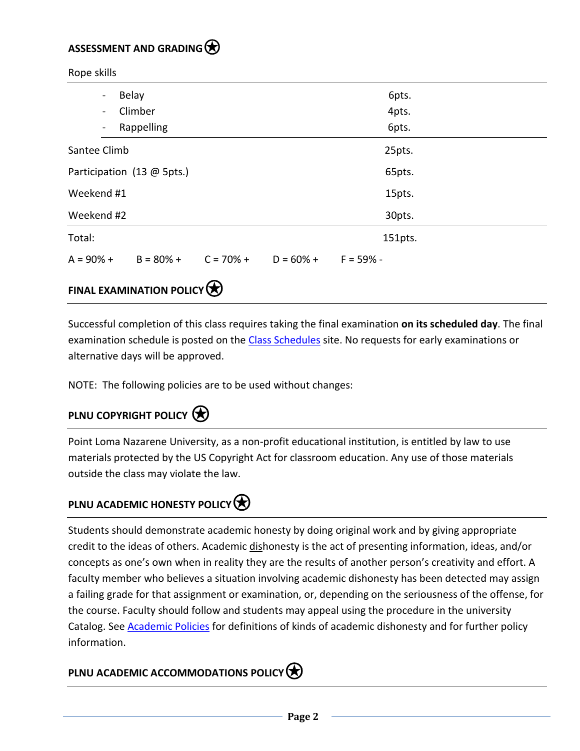## ASSESSMENT AND GRADING

| Rope skills | |
|---|---|
| - Belay | 6pts. |
| - Climber | 4pts. |
| - Rappelling | 6pts. |
| Santee Climb | 25pts. |
| Participation (13 @ 5pts.) | 65pts. |
| Weekend #1 | 15pts. |
| Weekend #2 | 30pts. |
| Total: | 151pts. |

A = 90% + B = 80% + C = 70% + D = 60% + F = 59% -

## FINAL EXAMINATION POLICY

Successful completion of this class requires taking the final examination **on its scheduled day**. The final examination schedule is posted on the Class Schedules site. No requests for early examinations or alternative days will be approved.

NOTE: The following policies are to be used without changes:

## PLNU COPYRIGHT POLICY

Point Loma Nazarene University, as a non-profit educational institution, is entitled by law to use materials protected by the US Copyright Act for classroom education. Any use of those materials outside the class may violate the law.

## PLNU ACADEMIC HONESTY POLICY

Students should demonstrate academic honesty by doing original work and by giving appropriate credit to the ideas of others. Academic dishonesty is the act of presenting information, ideas, and/or concepts as one's own when in reality they are the results of another person's creativity and effort. A faculty member who believes a situation involving academic dishonesty has been detected may assign a failing grade for that assignment or examination, or, depending on the seriousness of the offense, for the course. Faculty should follow and students may appeal using the procedure in the university Catalog. See Academic Policies for definitions of kinds of academic dishonesty and for further policy information.

## PLNU ACADEMIC ACCOMMODATIONS POLICY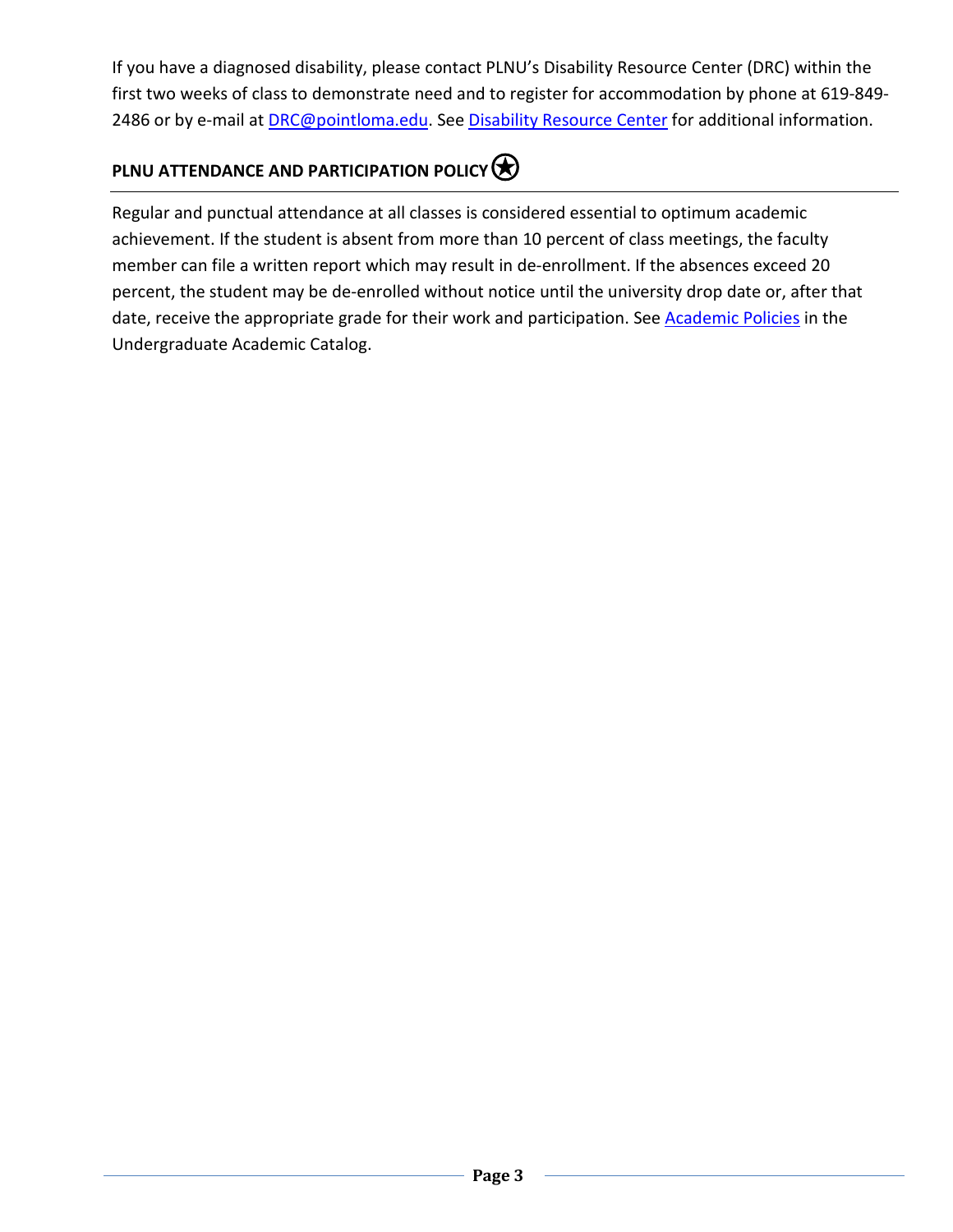If you have a diagnosed disability, please contact PLNU's Disability Resource Center (DRC) within the first two weeks of class to demonstrate need and to register for accommodation by phone at 619-849-2486 or by e-mail at [DRC@pointloma.edu](mailto:DRC@pointloma.edu). See Disability Resource Center for additional information.

## PLNU ATTENDANCE AND PARTICIPATION POLICY

Regular and punctual attendance at all classes is considered essential to optimum academic achievement. If the student is absent from more than 10 percent of class meetings, the faculty member can file a written report which may result in de-enrollment. If the absences exceed 20 percent, the student may be de-enrolled without notice until the university drop date or, after that date, receive the appropriate grade for their work and participation. See Academic Policies in the Undergraduate Academic Catalog.